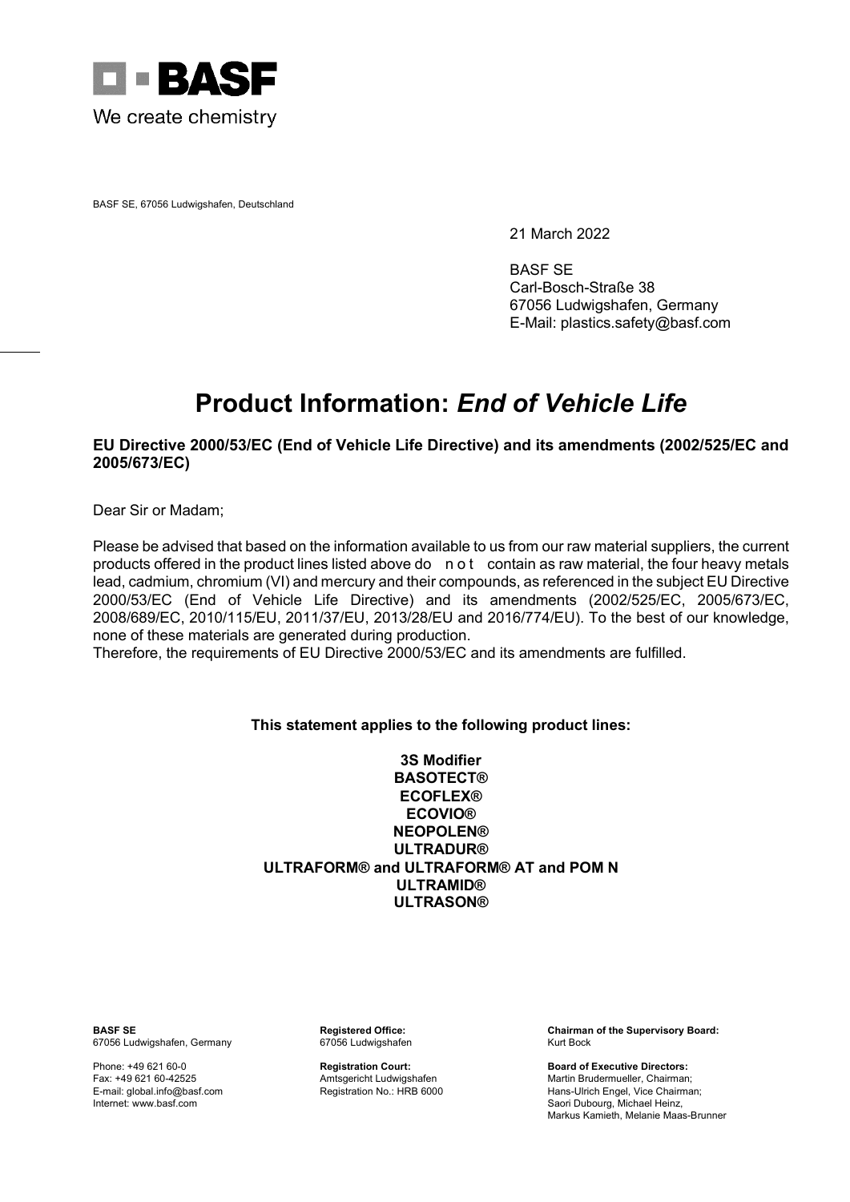BASF

We create chemistry

BASF SE, 67056 Ludwigshafen, Deutschland

21 March 2022

BASF SE
Carl-Bosch-Straße 38
67056 Ludwigshafen, Germany
E-Mail: plastics.safety@basf.com

# Product Information: *End of Vehicle Life*

**EU Directive 2000/53/EC (End of Vehicle Life Directive) and its amendments (2002/525/EC and 2005/673/EC)**

Dear Sir or Madam;

Please be advised that based on the information available to us from our raw material suppliers, the current products offered in the product lines listed above do not contain as raw material, the four heavy metals lead, cadmium, chromium (VI) and mercury and their compounds, as referenced in the subject EU Directive 2000/53/EC (End of Vehicle Life Directive) and its amendments (2002/525/EC, 2005/673/EC, 2008/689/EC, 2010/115/EU, 2011/37/EU, 2013/28/EU and 2016/774/EU). To the best of our knowledge, none of these materials are generated during production.
Therefore, the requirements of EU Directive 2000/53/EC and its amendments are fulfilled.

**This statement applies to the following product lines:**

**3S Modifier**
**BASOTECT®**
**ECOFLEX®**
**ECOVIO®**
**NEOPOLEN®**
**ULTRADUR®**
**ULTRAFORM® and ULTRAFORM® AT and POM N**
**ULTRAMID®**
**ULTRASON®**

**BASF SE**
67056 Ludwigshafen, Germany

Phone: +49 621 60-0
Fax: +49 621 60-42525
E-mail: global.info@basf.com
Internet: www.basf.com

**Registered Office:**
67056 Ludwigshafen

**Registration Court:**
Amtsgericht Ludwigshafen
Registration No.: HRB 6000

**Chairman of the Supervisory Board:**
Kurt Bock

**Board of Executive Directors:**
Martin Brudermueller, Chairman;
Hans-Ulrich Engel, Vice Chairman;
Saori Dubourg, Michael Heinz,
Markus Kamieth, Melanie Maas-Brunner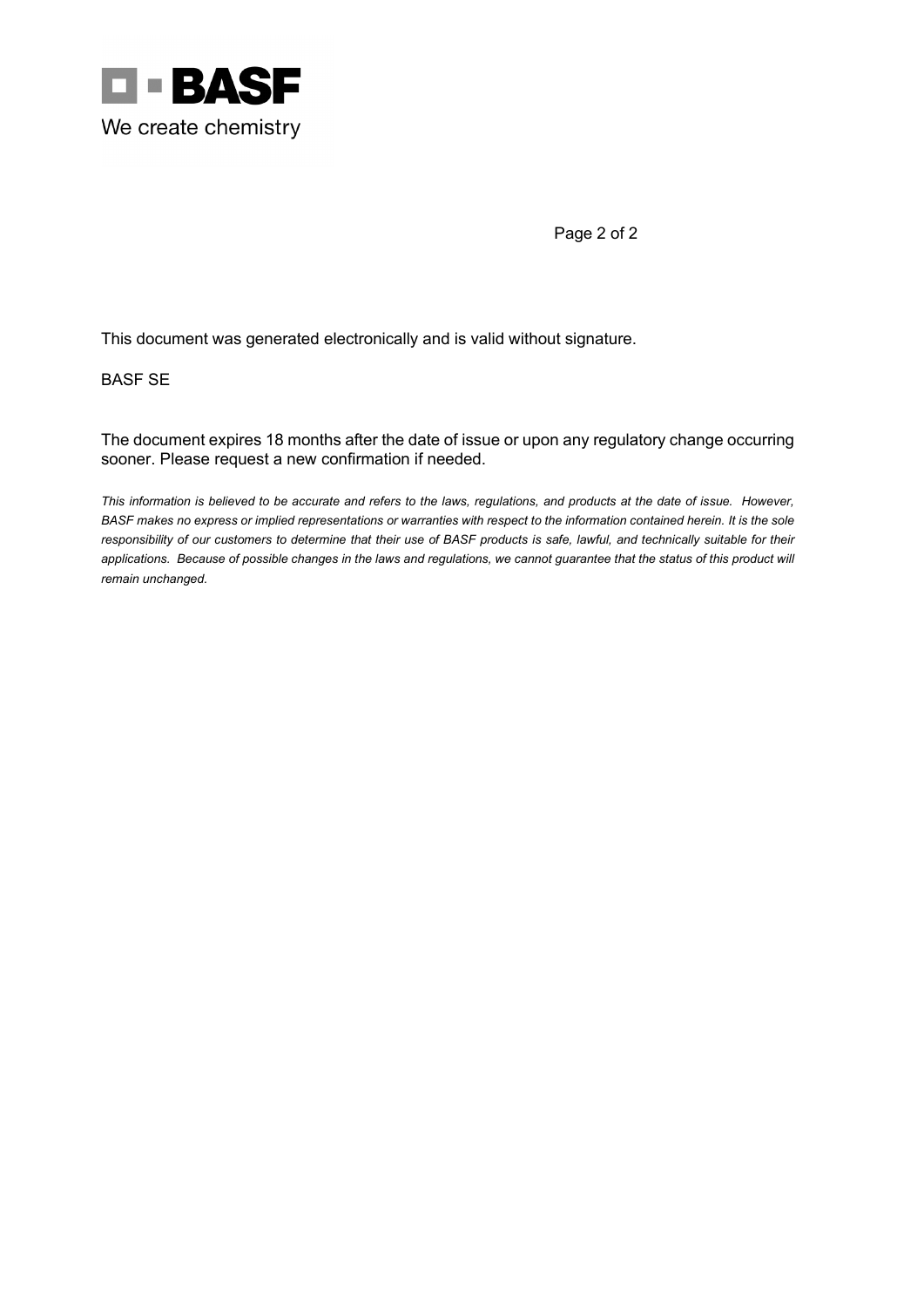This document was generated electronically and is valid without signature.

BASF SE

The document expires 18 months after the date of issue or upon any regulatory change occurring sooner. Please request a new confirmation if needed.

*This information is believed to be accurate and refers to the laws, regulations, and products at the date of issue. However, BASF makes no express or implied representations or warranties with respect to the information contained herein. It is the sole responsibility of our customers to determine that their use of BASF products is safe, lawful, and technically suitable for their applications. Because of possible changes in the laws and regulations, we cannot guarantee that the status of this product will remain unchanged.*